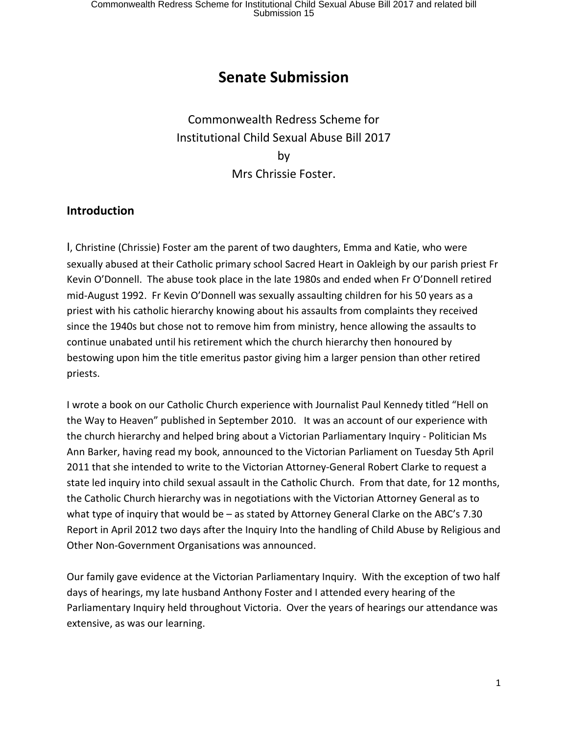# Senate Submission

Commonwealth Redress Scheme for
Institutional Child Sexual Abuse Bill 2017
by
Mrs Chrissie Foster.

## Introduction

I, Christine (Chrissie) Foster am the parent of two daughters, Emma and Katie, who were sexually abused at their Catholic primary school Sacred Heart in Oakleigh by our parish priest Fr Kevin O'Donnell. The abuse took place in the late 1980s and ended when Fr O'Donnell retired mid-August 1992. Fr Kevin O'Donnell was sexually assaulting children for his 50 years as a priest with his catholic hierarchy knowing about his assaults from complaints they received since the 1940s but chose not to remove him from ministry, hence allowing the assaults to continue unabated until his retirement which the church hierarchy then honoured by bestowing upon him the title emeritus pastor giving him a larger pension than other retired priests.

I wrote a book on our Catholic Church experience with Journalist Paul Kennedy titled "Hell on the Way to Heaven" published in September 2010. It was an account of our experience with the church hierarchy and helped bring about a Victorian Parliamentary Inquiry - Politician Ms Ann Barker, having read my book, announced to the Victorian Parliament on Tuesday 5th April 2011 that she intended to write to the Victorian Attorney-General Robert Clarke to request a state led inquiry into child sexual assault in the Catholic Church. From that date, for 12 months, the Catholic Church hierarchy was in negotiations with the Victorian Attorney General as to what type of inquiry that would be – as stated by Attorney General Clarke on the ABC's 7.30 Report in April 2012 two days after the Inquiry Into the handling of Child Abuse by Religious and Other Non-Government Organisations was announced.

Our family gave evidence at the Victorian Parliamentary Inquiry. With the exception of two half days of hearings, my late husband Anthony Foster and I attended every hearing of the Parliamentary Inquiry held throughout Victoria. Over the years of hearings our attendance was extensive, as was our learning.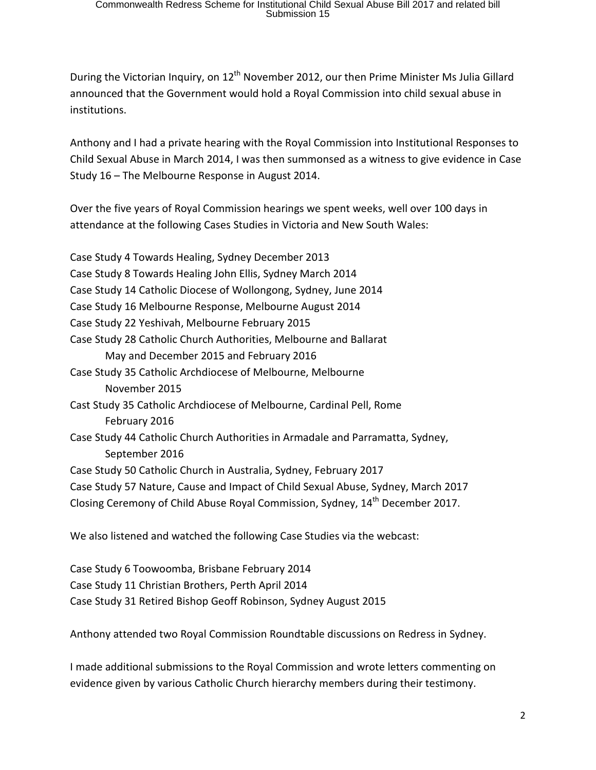During the Victorian Inquiry, on 12th November 2012, our then Prime Minister Ms Julia Gillard announced that the Government would hold a Royal Commission into child sexual abuse in institutions.

Anthony and I had a private hearing with the Royal Commission into Institutional Responses to Child Sexual Abuse in March 2014, I was then summonsed as a witness to give evidence in Case Study 16 – The Melbourne Response in August 2014.

Over the five years of Royal Commission hearings we spent weeks, well over 100 days in attendance at the following Cases Studies in Victoria and New South Wales:

Case Study 4 Towards Healing, Sydney December 2013
Case Study 8 Towards Healing John Ellis, Sydney March 2014
Case Study 14 Catholic Diocese of Wollongong, Sydney, June 2014
Case Study 16 Melbourne Response, Melbourne August 2014
Case Study 22 Yeshivah, Melbourne February 2015
Case Study 28 Catholic Church Authorities, Melbourne and Ballarat
    May and December 2015 and February 2016
Case Study 35 Catholic Archdiocese of Melbourne, Melbourne
    November 2015
Cast Study 35 Catholic Archdiocese of Melbourne, Cardinal Pell, Rome
    February 2016
Case Study 44 Catholic Church Authorities in Armadale and Parramatta, Sydney,
    September 2016
Case Study 50 Catholic Church in Australia, Sydney, February 2017
Case Study 57 Nature, Cause and Impact of Child Sexual Abuse, Sydney, March 2017
Closing Ceremony of Child Abuse Royal Commission, Sydney, 14th December 2017.

We also listened and watched the following Case Studies via the webcast:

Case Study 6 Toowoomba, Brisbane February 2014
Case Study 11 Christian Brothers, Perth April 2014
Case Study 31 Retired Bishop Geoff Robinson, Sydney August 2015

Anthony attended two Royal Commission Roundtable discussions on Redress in Sydney.

I made additional submissions to the Royal Commission and wrote letters commenting on evidence given by various Catholic Church hierarchy members during their testimony.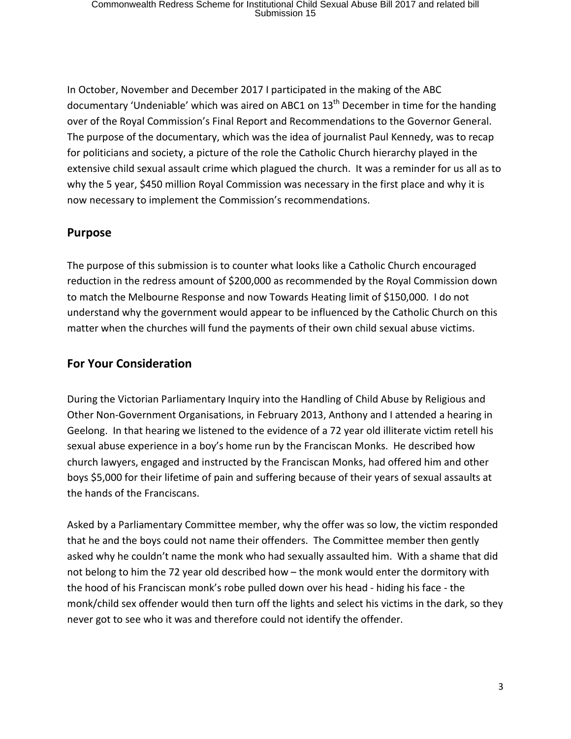In October, November and December 2017 I participated in the making of the ABC documentary 'Undeniable' which was aired on ABC1 on 13th December in time for the handing over of the Royal Commission's Final Report and Recommendations to the Governor General. The purpose of the documentary, which was the idea of journalist Paul Kennedy, was to recap for politicians and society, a picture of the role the Catholic Church hierarchy played in the extensive child sexual assault crime which plagued the church. It was a reminder for us all as to why the 5 year, $450 million Royal Commission was necessary in the first place and why it is now necessary to implement the Commission's recommendations.

## Purpose

The purpose of this submission is to counter what looks like a Catholic Church encouraged reduction in the redress amount of $200,000 as recommended by the Royal Commission down to match the Melbourne Response and now Towards Heating limit of $150,000. I do not understand why the government would appear to be influenced by the Catholic Church on this matter when the churches will fund the payments of their own child sexual abuse victims.

## For Your Consideration

During the Victorian Parliamentary Inquiry into the Handling of Child Abuse by Religious and Other Non-Government Organisations, in February 2013, Anthony and I attended a hearing in Geelong. In that hearing we listened to the evidence of a 72 year old illiterate victim retell his sexual abuse experience in a boy's home run by the Franciscan Monks. He described how church lawyers, engaged and instructed by the Franciscan Monks, had offered him and other boys $5,000 for their lifetime of pain and suffering because of their years of sexual assaults at the hands of the Franciscans.

Asked by a Parliamentary Committee member, why the offer was so low, the victim responded that he and the boys could not name their offenders. The Committee member then gently asked why he couldn't name the monk who had sexually assaulted him. With a shame that did not belong to him the 72 year old described how – the monk would enter the dormitory with the hood of his Franciscan monk's robe pulled down over his head - hiding his face - the monk/child sex offender would then turn off the lights and select his victims in the dark, so they never got to see who it was and therefore could not identify the offender.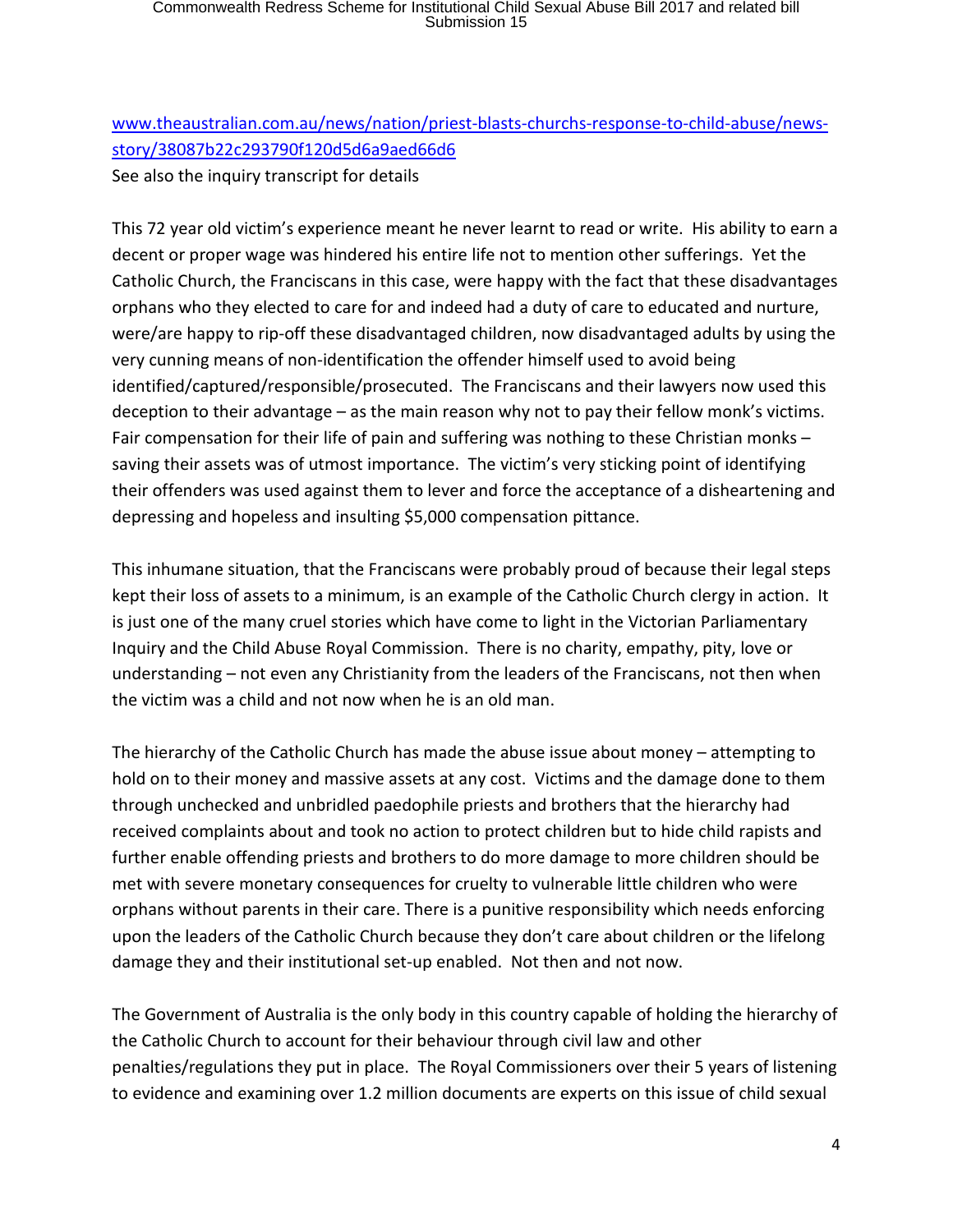[www.theaustralian.com.au/news/nation/priest-blasts-churchs-response-to-child-abuse/news-story/38087b22c293790f120d5d6a9aed66d6](www.theaustralian.com.au/news/nation/priest-blasts-churchs-response-to-child-abuse/news-story/38087b22c293790f120d5d6a9aed66d6)
See also the inquiry transcript for details

This 72 year old victim's experience meant he never learnt to read or write. His ability to earn a decent or proper wage was hindered his entire life not to mention other sufferings. Yet the Catholic Church, the Franciscans in this case, were happy with the fact that these disadvantages orphans who they elected to care for and indeed had a duty of care to educated and nurture, were/are happy to rip-off these disadvantaged children, now disadvantaged adults by using the very cunning means of non-identification the offender himself used to avoid being identified/captured/responsible/prosecuted. The Franciscans and their lawyers now used this deception to their advantage – as the main reason why not to pay their fellow monk's victims. Fair compensation for their life of pain and suffering was nothing to these Christian monks – saving their assets was of utmost importance. The victim's very sticking point of identifying their offenders was used against them to lever and force the acceptance of a disheartening and depressing and hopeless and insulting $5,000 compensation pittance.

This inhumane situation, that the Franciscans were probably proud of because their legal steps kept their loss of assets to a minimum, is an example of the Catholic Church clergy in action. It is just one of the many cruel stories which have come to light in the Victorian Parliamentary Inquiry and the Child Abuse Royal Commission. There is no charity, empathy, pity, love or understanding – not even any Christianity from the leaders of the Franciscans, not then when the victim was a child and not now when he is an old man.

The hierarchy of the Catholic Church has made the abuse issue about money – attempting to hold on to their money and massive assets at any cost. Victims and the damage done to them through unchecked and unbridled paedophile priests and brothers that the hierarchy had received complaints about and took no action to protect children but to hide child rapists and further enable offending priests and brothers to do more damage to more children should be met with severe monetary consequences for cruelty to vulnerable little children who were orphans without parents in their care. There is a punitive responsibility which needs enforcing upon the leaders of the Catholic Church because they don't care about children or the lifelong damage they and their institutional set-up enabled. Not then and not now.

The Government of Australia is the only body in this country capable of holding the hierarchy of the Catholic Church to account for their behaviour through civil law and other penalties/regulations they put in place. The Royal Commissioners over their 5 years of listening to evidence and examining over 1.2 million documents are experts on this issue of child sexual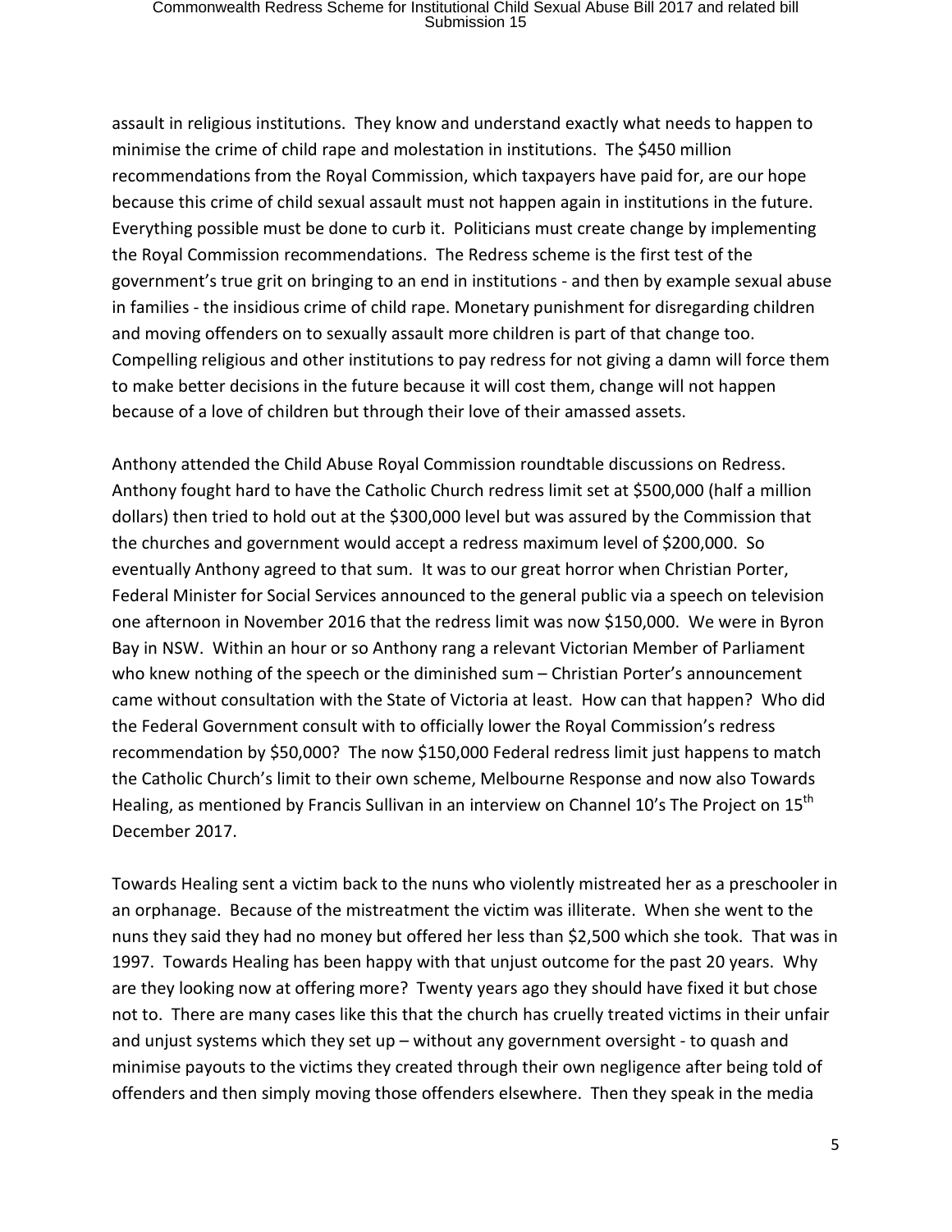assault in religious institutions. They know and understand exactly what needs to happen to minimise the crime of child rape and molestation in institutions. The $450 million recommendations from the Royal Commission, which taxpayers have paid for, are our hope because this crime of child sexual assault must not happen again in institutions in the future. Everything possible must be done to curb it. Politicians must create change by implementing the Royal Commission recommendations. The Redress scheme is the first test of the government's true grit on bringing to an end in institutions - and then by example sexual abuse in families - the insidious crime of child rape. Monetary punishment for disregarding children and moving offenders on to sexually assault more children is part of that change too. Compelling religious and other institutions to pay redress for not giving a damn will force them to make better decisions in the future because it will cost them, change will not happen because of a love of children but through their love of their amassed assets.

Anthony attended the Child Abuse Royal Commission roundtable discussions on Redress. Anthony fought hard to have the Catholic Church redress limit set at $500,000 (half a million dollars) then tried to hold out at the $300,000 level but was assured by the Commission that the churches and government would accept a redress maximum level of $200,000. So eventually Anthony agreed to that sum. It was to our great horror when Christian Porter, Federal Minister for Social Services announced to the general public via a speech on television one afternoon in November 2016 that the redress limit was now $150,000. We were in Byron Bay in NSW. Within an hour or so Anthony rang a relevant Victorian Member of Parliament who knew nothing of the speech or the diminished sum – Christian Porter's announcement came without consultation with the State of Victoria at least. How can that happen? Who did the Federal Government consult with to officially lower the Royal Commission's redress recommendation by $50,000? The now $150,000 Federal redress limit just happens to match the Catholic Church's limit to their own scheme, Melbourne Response and now also Towards Healing, as mentioned by Francis Sullivan in an interview on Channel 10's The Project on 15th December 2017.

Towards Healing sent a victim back to the nuns who violently mistreated her as a preschooler in an orphanage. Because of the mistreatment the victim was illiterate. When she went to the nuns they said they had no money but offered her less than $2,500 which she took. That was in 1997. Towards Healing has been happy with that unjust outcome for the past 20 years. Why are they looking now at offering more? Twenty years ago they should have fixed it but chose not to. There are many cases like this that the church has cruelly treated victims in their unfair and unjust systems which they set up – without any government oversight - to quash and minimise payouts to the victims they created through their own negligence after being told of offenders and then simply moving those offenders elsewhere. Then they speak in the media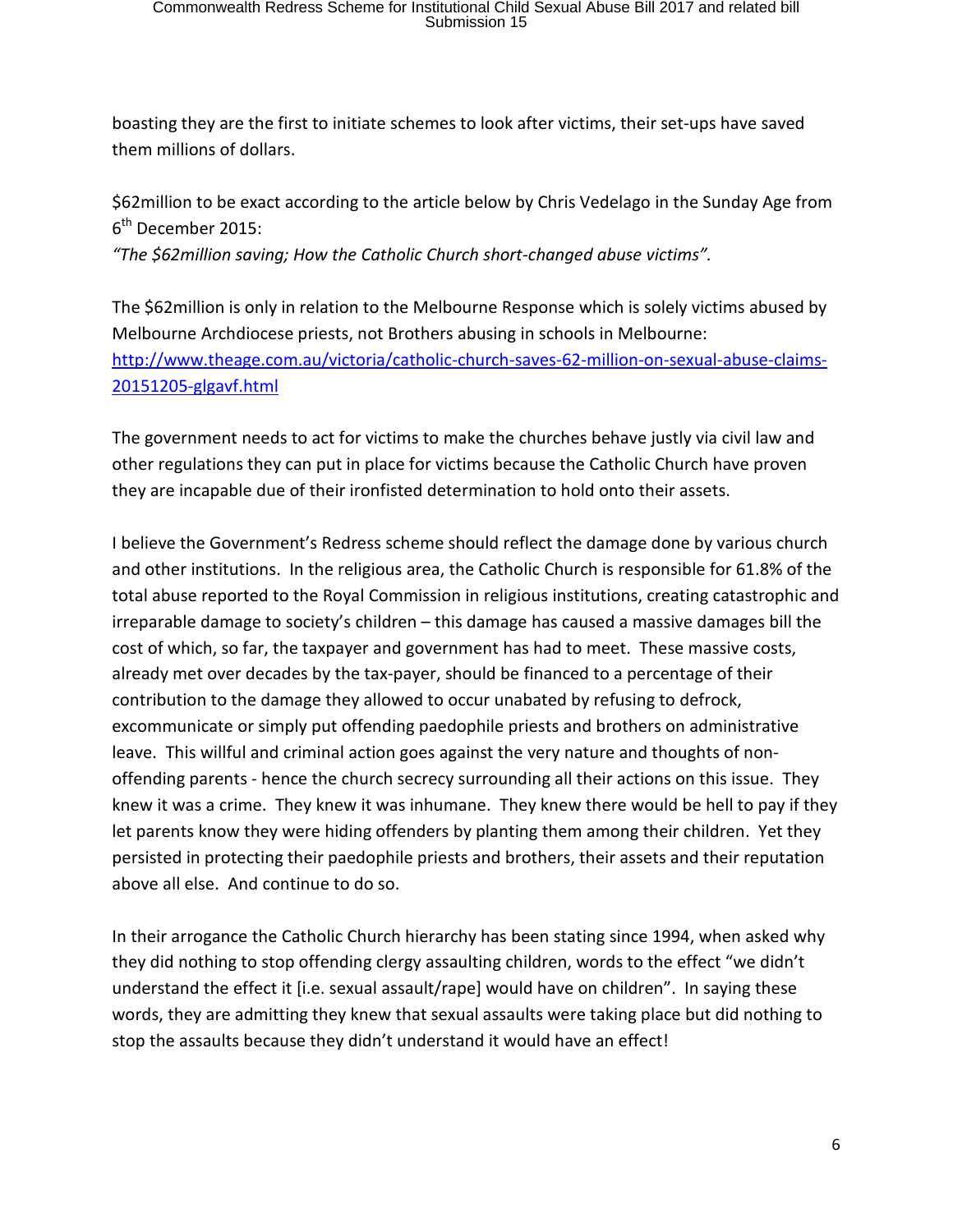boasting they are the first to initiate schemes to look after victims, their set-ups have saved them millions of dollars.

$62million to be exact according to the article below by Chris Vedelago in the Sunday Age from 6th December 2015:

*"The $62million saving; How the Catholic Church short-changed abuse victims".*

The $62million is only in relation to the Melbourne Response which is solely victims abused by Melbourne Archdiocese priests, not Brothers abusing in schools in Melbourne: http://www.theage.com.au/victoria/catholic-church-saves-62-million-on-sexual-abuse-claims-20151205-glgavf.html

The government needs to act for victims to make the churches behave justly via civil law and other regulations they can put in place for victims because the Catholic Church have proven they are incapable due of their ironfisted determination to hold onto their assets.

I believe the Government's Redress scheme should reflect the damage done by various church and other institutions. In the religious area, the Catholic Church is responsible for 61.8% of the total abuse reported to the Royal Commission in religious institutions, creating catastrophic and irreparable damage to society's children – this damage has caused a massive damages bill the cost of which, so far, the taxpayer and government has had to meet. These massive costs, already met over decades by the tax-payer, should be financed to a percentage of their contribution to the damage they allowed to occur unabated by refusing to defrock, excommunicate or simply put offending paedophile priests and brothers on administrative leave. This willful and criminal action goes against the very nature and thoughts of non-offending parents - hence the church secrecy surrounding all their actions on this issue. They knew it was a crime. They knew it was inhumane. They knew there would be hell to pay if they let parents know they were hiding offenders by planting them among their children. Yet they persisted in protecting their paedophile priests and brothers, their assets and their reputation above all else. And continue to do so.

In their arrogance the Catholic Church hierarchy has been stating since 1994, when asked why they did nothing to stop offending clergy assaulting children, words to the effect "we didn't understand the effect it [i.e. sexual assault/rape] would have on children". In saying these words, they are admitting they knew that sexual assaults were taking place but did nothing to stop the assaults because they didn't understand it would have an effect!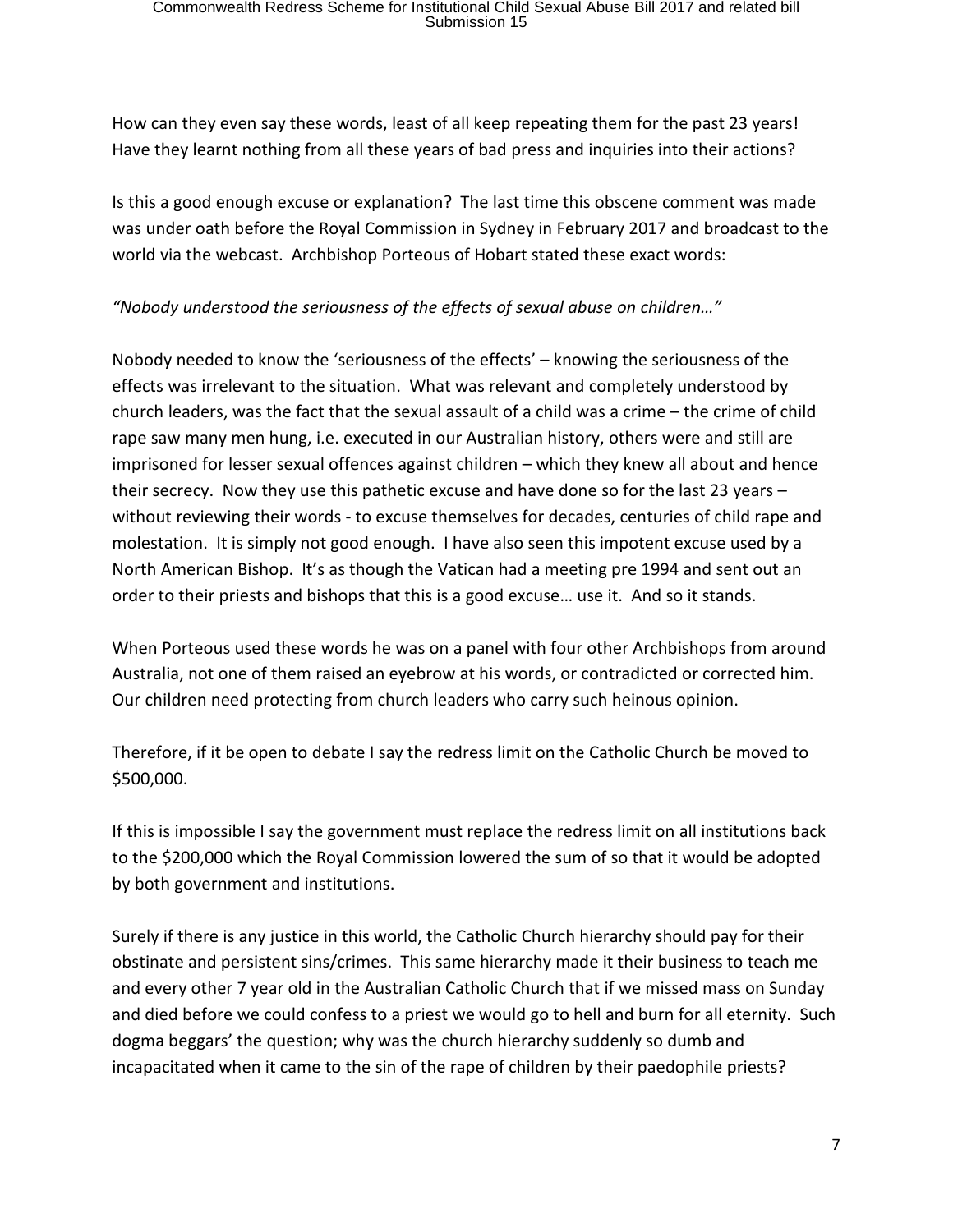How can they even say these words, least of all keep repeating them for the past 23 years! Have they learnt nothing from all these years of bad press and inquiries into their actions?

Is this a good enough excuse or explanation? The last time this obscene comment was made was under oath before the Royal Commission in Sydney in February 2017 and broadcast to the world via the webcast. Archbishop Porteous of Hobart stated these exact words:

*"Nobody understood the seriousness of the effects of sexual abuse on children…"*

Nobody needed to know the 'seriousness of the effects' – knowing the seriousness of the effects was irrelevant to the situation. What was relevant and completely understood by church leaders, was the fact that the sexual assault of a child was a crime – the crime of child rape saw many men hung, i.e. executed in our Australian history, others were and still are imprisoned for lesser sexual offences against children – which they knew all about and hence their secrecy. Now they use this pathetic excuse and have done so for the last 23 years – without reviewing their words - to excuse themselves for decades, centuries of child rape and molestation. It is simply not good enough. I have also seen this impotent excuse used by a North American Bishop. It's as though the Vatican had a meeting pre 1994 and sent out an order to their priests and bishops that this is a good excuse… use it. And so it stands.

When Porteous used these words he was on a panel with four other Archbishops from around Australia, not one of them raised an eyebrow at his words, or contradicted or corrected him. Our children need protecting from church leaders who carry such heinous opinion.

Therefore, if it be open to debate I say the redress limit on the Catholic Church be moved to $500,000.

If this is impossible I say the government must replace the redress limit on all institutions back to the $200,000 which the Royal Commission lowered the sum of so that it would be adopted by both government and institutions.

Surely if there is any justice in this world, the Catholic Church hierarchy should pay for their obstinate and persistent sins/crimes. This same hierarchy made it their business to teach me and every other 7 year old in the Australian Catholic Church that if we missed mass on Sunday and died before we could confess to a priest we would go to hell and burn for all eternity. Such dogma beggars' the question; why was the church hierarchy suddenly so dumb and incapacitated when it came to the sin of the rape of children by their paedophile priests?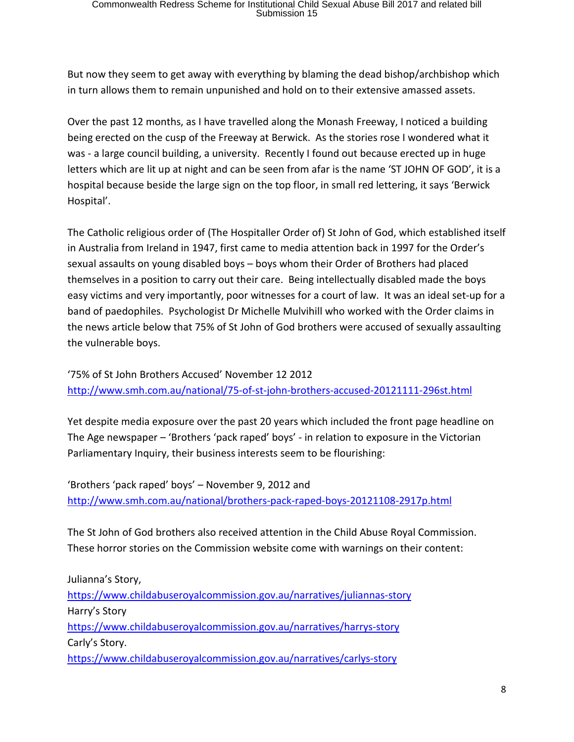But now they seem to get away with everything by blaming the dead bishop/archbishop which in turn allows them to remain unpunished and hold on to their extensive amassed assets.

Over the past 12 months, as I have travelled along the Monash Freeway, I noticed a building being erected on the cusp of the Freeway at Berwick. As the stories rose I wondered what it was - a large council building, a university. Recently I found out because erected up in huge letters which are lit up at night and can be seen from afar is the name 'ST JOHN OF GOD', it is a hospital because beside the large sign on the top floor, in small red lettering, it says 'Berwick Hospital'.

The Catholic religious order of (The Hospitaller Order of) St John of God, which established itself in Australia from Ireland in 1947, first came to media attention back in 1997 for the Order's sexual assaults on young disabled boys – boys whom their Order of Brothers had placed themselves in a position to carry out their care. Being intellectually disabled made the boys easy victims and very importantly, poor witnesses for a court of law. It was an ideal set-up for a band of paedophiles. Psychologist Dr Michelle Mulvihill who worked with the Order claims in the news article below that 75% of St John of God brothers were accused of sexually assaulting the vulnerable boys.

'75% of St John Brothers Accused' November 12 2012
http://www.smh.com.au/national/75-of-st-john-brothers-accused-20121111-296st.html

Yet despite media exposure over the past 20 years which included the front page headline on The Age newspaper – 'Brothers 'pack raped' boys' - in relation to exposure in the Victorian Parliamentary Inquiry, their business interests seem to be flourishing:

'Brothers 'pack raped' boys' – November 9, 2012 and
http://www.smh.com.au/national/brothers-pack-raped-boys-20121108-2917p.html

The St John of God brothers also received attention in the Child Abuse Royal Commission. These horror stories on the Commission website come with warnings on their content:

Julianna's Story,
https://www.childabuseroyalcommission.gov.au/narratives/juliannas-story
Harry's Story
https://www.childabuseroyalcommission.gov.au/narratives/harrys-story
Carly's Story.
https://www.childabuseroyalcommission.gov.au/narratives/carlys-story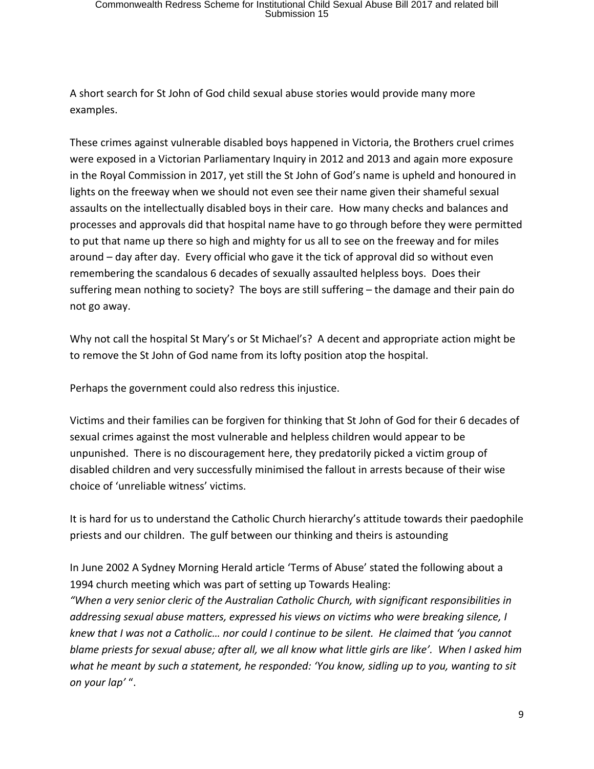A short search for St John of God child sexual abuse stories would provide many more examples.

These crimes against vulnerable disabled boys happened in Victoria, the Brothers cruel crimes were exposed in a Victorian Parliamentary Inquiry in 2012 and 2013 and again more exposure in the Royal Commission in 2017, yet still the St John of God's name is upheld and honoured in lights on the freeway when we should not even see their name given their shameful sexual assaults on the intellectually disabled boys in their care. How many checks and balances and processes and approvals did that hospital name have to go through before they were permitted to put that name up there so high and mighty for us all to see on the freeway and for miles around – day after day. Every official who gave it the tick of approval did so without even remembering the scandalous 6 decades of sexually assaulted helpless boys. Does their suffering mean nothing to society? The boys are still suffering – the damage and their pain do not go away.

Why not call the hospital St Mary's or St Michael's? A decent and appropriate action might be to remove the St John of God name from its lofty position atop the hospital.

Perhaps the government could also redress this injustice.

Victims and their families can be forgiven for thinking that St John of God for their 6 decades of sexual crimes against the most vulnerable and helpless children would appear to be unpunished. There is no discouragement here, they predatorily picked a victim group of disabled children and very successfully minimised the fallout in arrests because of their wise choice of 'unreliable witness' victims.

It is hard for us to understand the Catholic Church hierarchy's attitude towards their paedophile priests and our children. The gulf between our thinking and theirs is astounding

In June 2002 A Sydney Morning Herald article 'Terms of Abuse' stated the following about a 1994 church meeting which was part of setting up Towards Healing:
*"When a very senior cleric of the Australian Catholic Church, with significant responsibilities in addressing sexual abuse matters, expressed his views on victims who were breaking silence, I knew that I was not a Catholic… nor could I continue to be silent. He claimed that 'you cannot blame priests for sexual abuse; after all, we all know what little girls are like'. When I asked him what he meant by such a statement, he responded: 'You know, sidling up to you, wanting to sit on your lap'* ".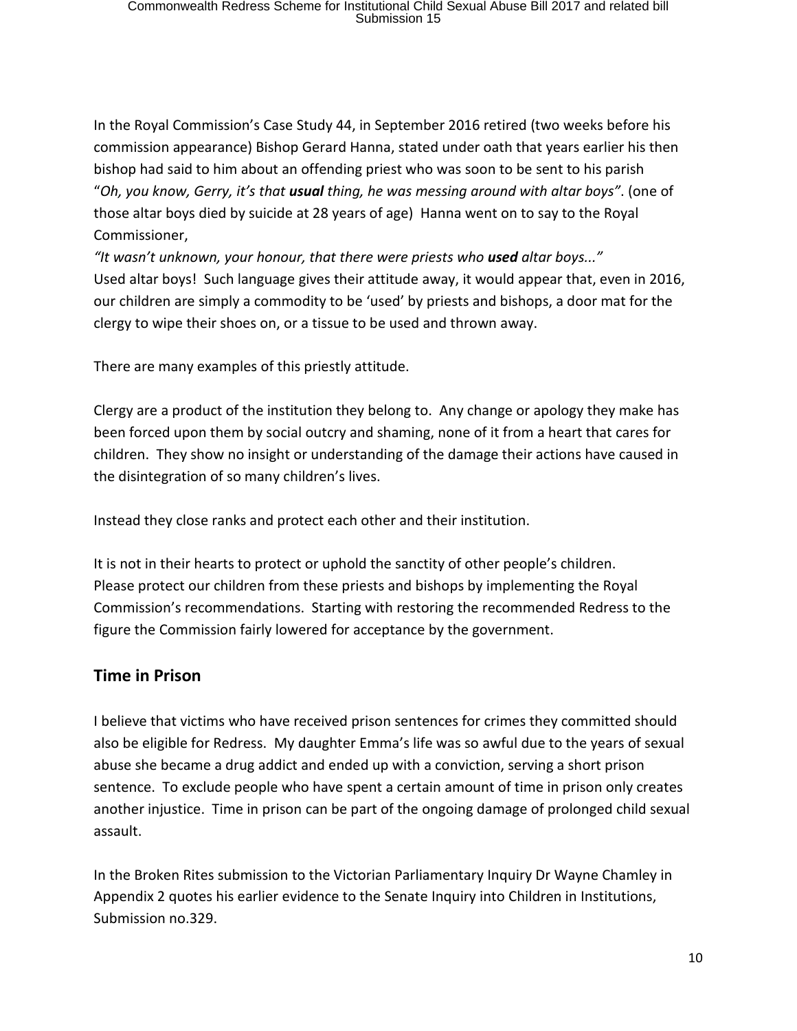In the Royal Commission's Case Study 44, in September 2016 retired (two weeks before his commission appearance) Bishop Gerard Hanna, stated under oath that years earlier his then bishop had said to him about an offending priest who was soon to be sent to his parish "*Oh, you know, Gerry, it's that **usual** thing, he was messing around with altar boys"*. (one of those altar boys died by suicide at 28 years of age) Hanna went on to say to the Royal Commissioner,

*"It wasn't unknown, your honour, that there were priests who **used** altar boys..."*
Used altar boys! Such language gives their attitude away, it would appear that, even in 2016, our children are simply a commodity to be 'used' by priests and bishops, a door mat for the clergy to wipe their shoes on, or a tissue to be used and thrown away.

There are many examples of this priestly attitude.

Clergy are a product of the institution they belong to. Any change or apology they make has been forced upon them by social outcry and shaming, none of it from a heart that cares for children. They show no insight or understanding of the damage their actions have caused in the disintegration of so many children's lives.

Instead they close ranks and protect each other and their institution.

It is not in their hearts to protect or uphold the sanctity of other people's children.
Please protect our children from these priests and bishops by implementing the Royal Commission's recommendations. Starting with restoring the recommended Redress to the figure the Commission fairly lowered for acceptance by the government.

## Time in Prison

I believe that victims who have received prison sentences for crimes they committed should also be eligible for Redress. My daughter Emma's life was so awful due to the years of sexual abuse she became a drug addict and ended up with a conviction, serving a short prison sentence. To exclude people who have spent a certain amount of time in prison only creates another injustice. Time in prison can be part of the ongoing damage of prolonged child sexual assault.

In the Broken Rites submission to the Victorian Parliamentary Inquiry Dr Wayne Chamley in Appendix 2 quotes his earlier evidence to the Senate Inquiry into Children in Institutions, Submission no.329.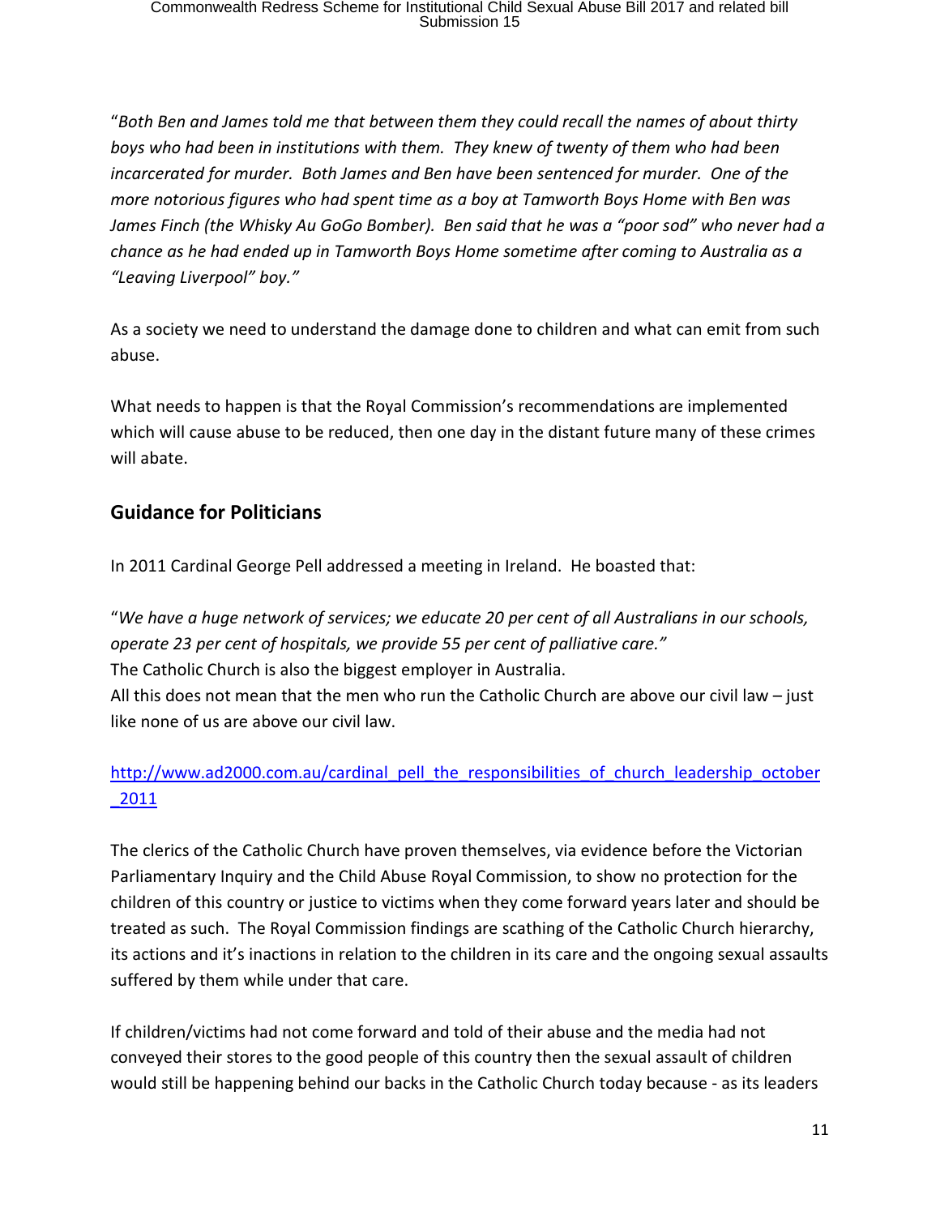"*Both Ben and James told me that between them they could recall the names of about thirty boys who had been in institutions with them. They knew of twenty of them who had been incarcerated for murder. Both James and Ben have been sentenced for murder. One of the more notorious figures who had spent time as a boy at Tamworth Boys Home with Ben was James Finch (the Whisky Au GoGo Bomber). Ben said that he was a "poor sod" who never had a chance as he had ended up in Tamworth Boys Home sometime after coming to Australia as a "Leaving Liverpool" boy."*

As a society we need to understand the damage done to children and what can emit from such abuse.

What needs to happen is that the Royal Commission's recommendations are implemented which will cause abuse to be reduced, then one day in the distant future many of these crimes will abate.

## Guidance for Politicians

In 2011 Cardinal George Pell addressed a meeting in Ireland. He boasted that:

"*We have a huge network of services; we educate 20 per cent of all Australians in our schools, operate 23 per cent of hospitals, we provide 55 per cent of palliative care."*
The Catholic Church is also the biggest employer in Australia.
All this does not mean that the men who run the Catholic Church are above our civil law – just like none of us are above our civil law.

http://www.ad2000.com.au/cardinal_pell_the_responsibilities_of_church_leadership_october_2011

The clerics of the Catholic Church have proven themselves, via evidence before the Victorian Parliamentary Inquiry and the Child Abuse Royal Commission, to show no protection for the children of this country or justice to victims when they come forward years later and should be treated as such. The Royal Commission findings are scathing of the Catholic Church hierarchy, its actions and it's inactions in relation to the children in its care and the ongoing sexual assaults suffered by them while under that care.

If children/victims had not come forward and told of their abuse and the media had not conveyed their stores to the good people of this country then the sexual assault of children would still be happening behind our backs in the Catholic Church today because - as its leaders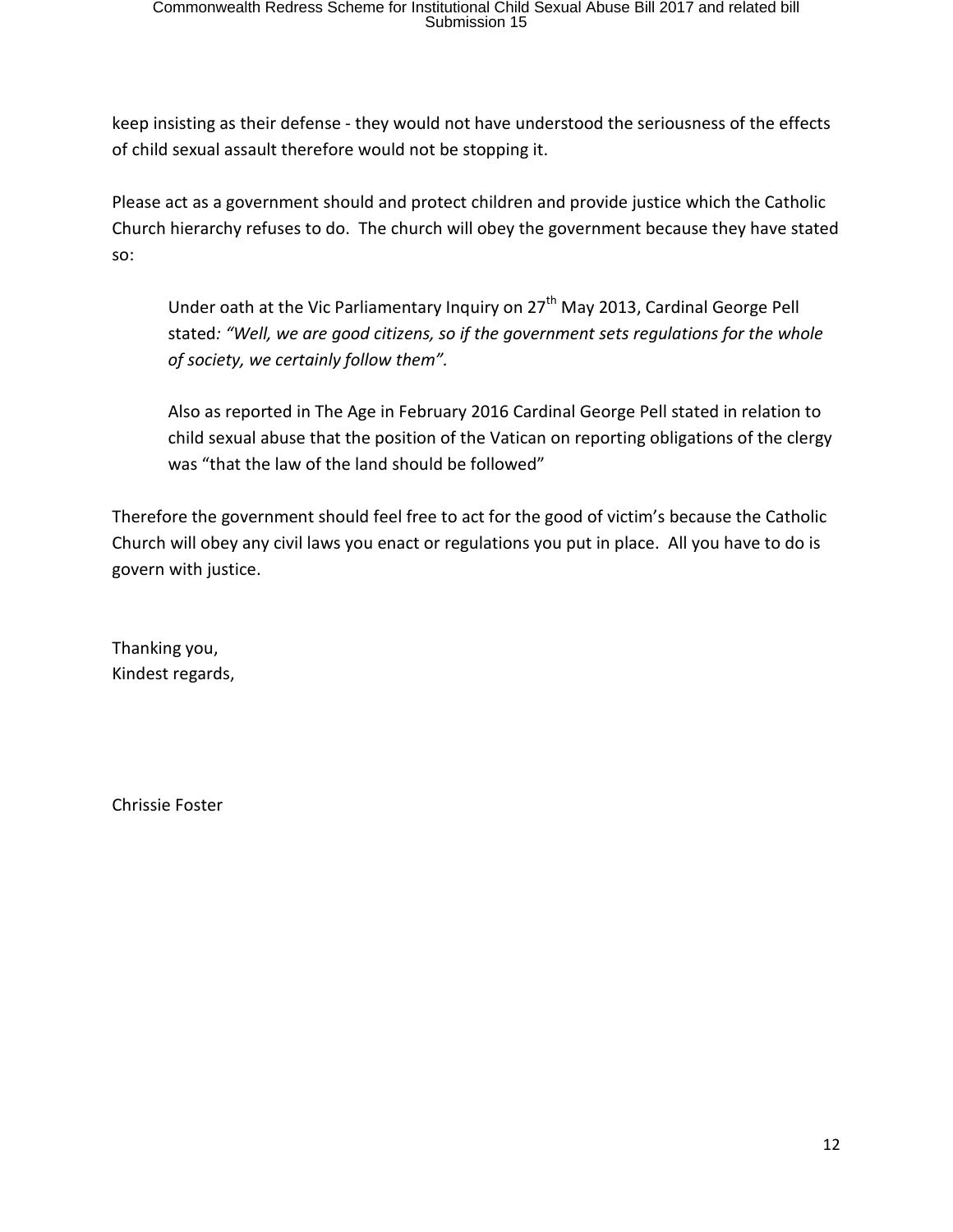keep insisting as their defense - they would not have understood the seriousness of the effects of child sexual assault therefore would not be stopping it.

Please act as a government should and protect children and provide justice which the Catholic Church hierarchy refuses to do. The church will obey the government because they have stated so:

> Under oath at the Vic Parliamentary Inquiry on 27th May 2013, Cardinal George Pell stated*: "Well, we are good citizens, so if the government sets regulations for the whole of society, we certainly follow them".*
>
> Also as reported in The Age in February 2016 Cardinal George Pell stated in relation to child sexual abuse that the position of the Vatican on reporting obligations of the clergy was "that the law of the land should be followed"

Therefore the government should feel free to act for the good of victim's because the Catholic Church will obey any civil laws you enact or regulations you put in place. All you have to do is govern with justice.

Thanking you,
Kindest regards,

Chrissie Foster